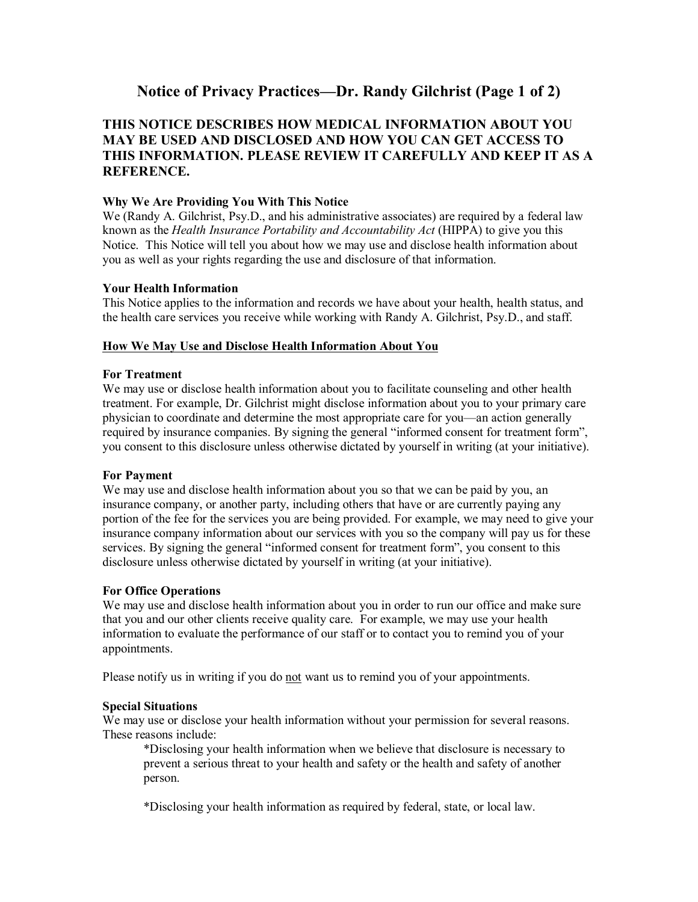# Notice of Privacy Practices—Dr. Randy Gilchrist (Page 1 of 2)

## THIS NOTICE DESCRIBES HOW MEDICAL INFORMATION ABOUT YOU MAY BE USED AND DISCLOSED AND HOW YOU CAN GET ACCESS TO THIS INFORMATION. PLEASE REVIEW IT CAREFULLY AND KEEP IT AS A REFERENCE.

**Why We Are Providing You With This Notice**

We (Randy A. Gilchrist, Psy.D., and his administrative associates) are required by a federal law known as the *Health Insurance Portability and Accountability Act* (HIPPA) to give you this Notice. This Notice will tell you about how we may use and disclose health information about you as well as your rights regarding the use and disclosure of that information.

**Your Health Information**

This Notice applies to the information and records we have about your health, health status, and the health care services you receive while working with Randy A. Gilchrist, Psy.D., and staff.

**<u>How We May Use and Disclose Health Information About You</u>**

**For Treatment**

We may use or disclose health information about you to facilitate counseling and other health treatment. For example, Dr. Gilchrist might disclose information about you to your primary care physician to coordinate and determine the most appropriate care for you—an action generally required by insurance companies. By signing the general "informed consent for treatment form", you consent to this disclosure unless otherwise dictated by yourself in writing (at your initiative).

**For Payment**

We may use and disclose health information about you so that we can be paid by you, an insurance company, or another party, including others that have or are currently paying any portion of the fee for the services you are being provided. For example, we may need to give your insurance company information about our services with you so the company will pay us for these services. By signing the general "informed consent for treatment form", you consent to this disclosure unless otherwise dictated by yourself in writing (at your initiative).

**For Office Operations**

We may use and disclose health information about you in order to run our office and make sure that you and our other clients receive quality care. For example, we may use your health information to evaluate the performance of our staff or to contact you to remind you of your appointments.

Please notify us in writing if you do <u>not</u> want us to remind you of your appointments.

**Special Situations**

We may use or disclose your health information without your permission for several reasons. These reasons include:

*Disclosing your health information when we believe that disclosure is necessary to prevent a serious threat to your health and safety or the health and safety of another person.

*Disclosing your health information as required by federal, state, or local law.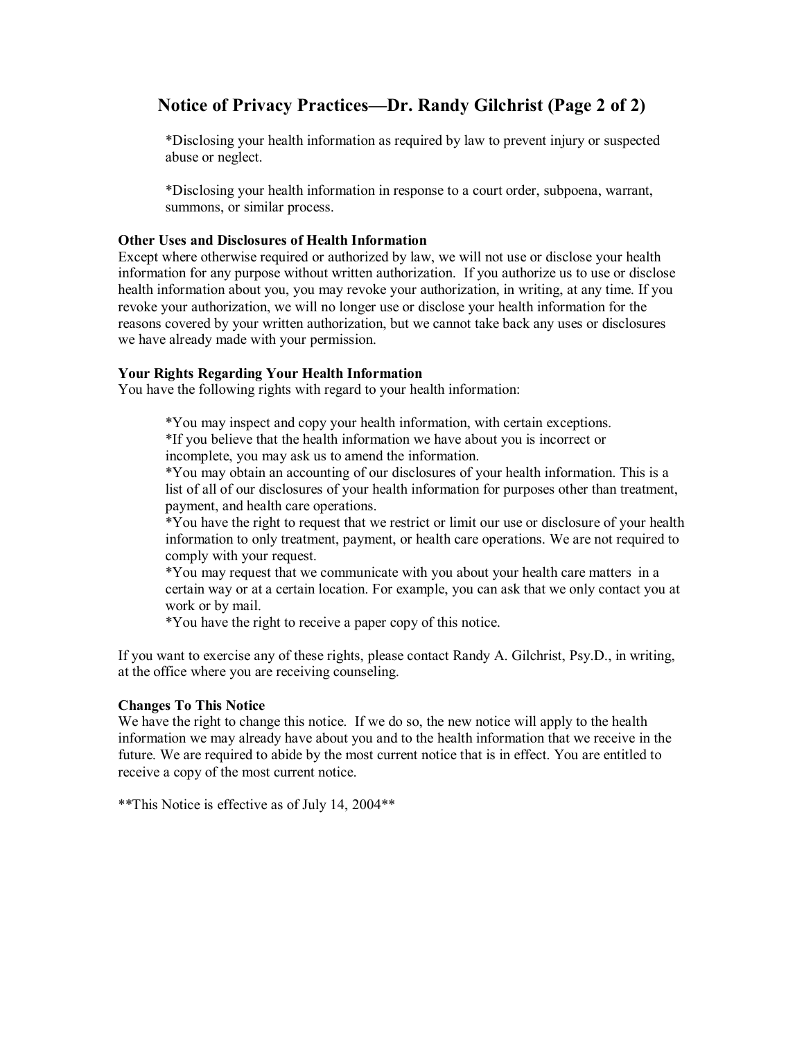# Notice of Privacy Practices—Dr. Randy Gilchrist (Page 2 of 2)

*Disclosing your health information as required by law to prevent injury or suspected abuse or neglect.

*Disclosing your health information in response to a court order, subpoena, warrant, summons, or similar process.

**Other Uses and Disclosures of Health Information**

Except where otherwise required or authorized by law, we will not use or disclose your health information for any purpose without written authorization. If you authorize us to use or disclose health information about you, you may revoke your authorization, in writing, at any time. If you revoke your authorization, we will no longer use or disclose your health information for the reasons covered by your written authorization, but we cannot take back any uses or disclosures we have already made with your permission.

**Your Rights Regarding Your Health Information**

You have the following rights with regard to your health information:

*You may inspect and copy your health information, with certain exceptions.
*If you believe that the health information we have about you is incorrect or incomplete, you may ask us to amend the information.
*You may obtain an accounting of our disclosures of your health information. This is a list of all of our disclosures of your health information for purposes other than treatment, payment, and health care operations.
*You have the right to request that we restrict or limit our use or disclosure of your health information to only treatment, payment, or health care operations. We are not required to comply with your request.
*You may request that we communicate with you about your health care matters in a certain way or at a certain location. For example, you can ask that we only contact you at work or by mail.
*You have the right to receive a paper copy of this notice.

If you want to exercise any of these rights, please contact Randy A. Gilchrist, Psy.D., in writing, at the office where you are receiving counseling.

**Changes To This Notice**

We have the right to change this notice. If we do so, the new notice will apply to the health information we may already have about you and to the health information that we receive in the future. We are required to abide by the most current notice that is in effect. You are entitled to receive a copy of the most current notice.

**This Notice is effective as of July 14, 2004**